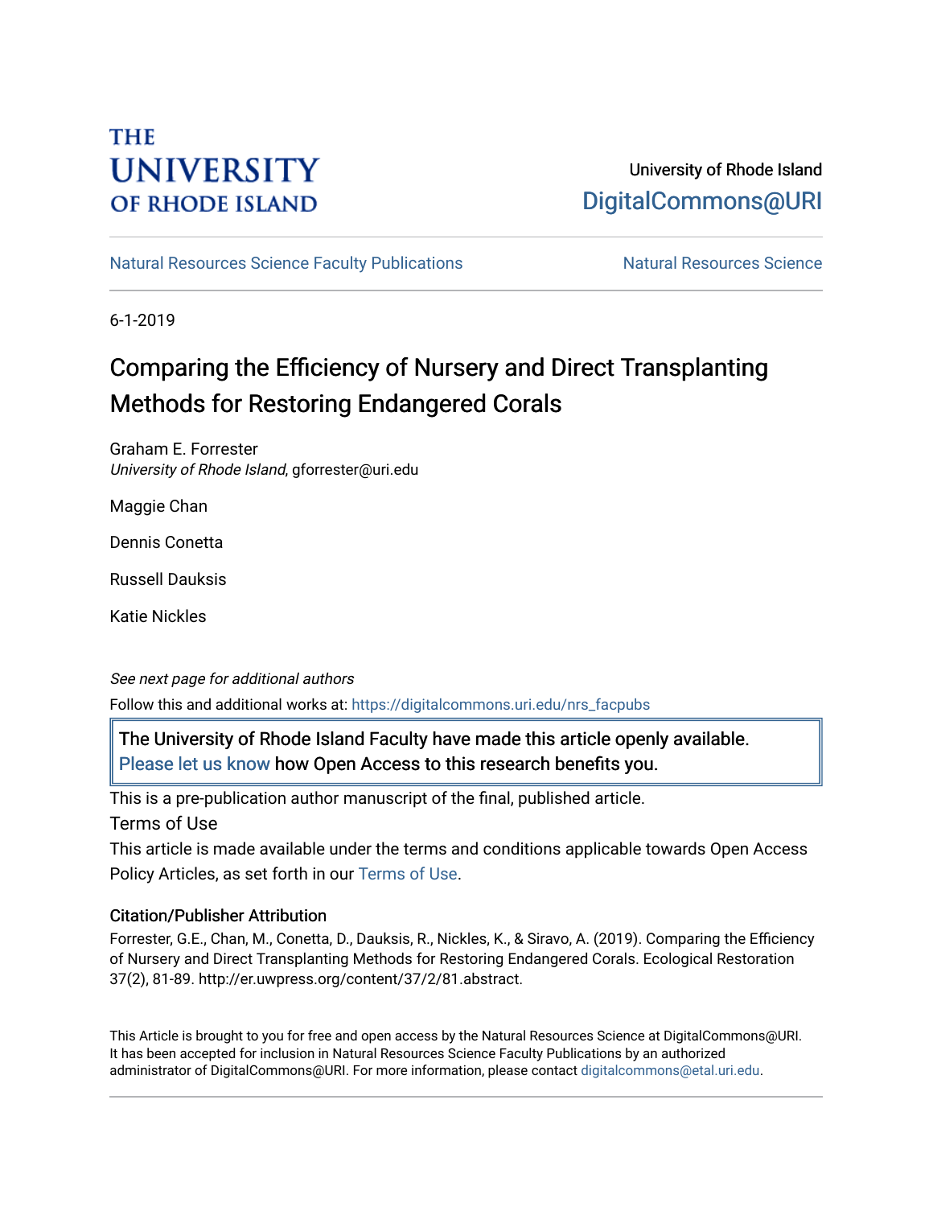THE UNIVERSITY OF RHODE ISLAND

University of Rhode Island
DigitalCommons@URI

Natural Resources Science Faculty Publications | Natural Resources Science

6-1-2019

# Comparing the Efficiency of Nursery and Direct Transplanting Methods for Restoring Endangered Corals

Graham E. Forrester
*University of Rhode Island*, gforrester@uri.edu

Maggie Chan

Dennis Conetta

Russell Dauksis

Katie Nickles

*See next page for additional authors*

Follow this and additional works at: https://digitalcommons.uri.edu/nrs_facpubs

The University of Rhode Island Faculty have made this article openly available. Please let us know how Open Access to this research benefits you.

This is a pre-publication author manuscript of the final, published article.

Terms of Use

This article is made available under the terms and conditions applicable towards Open Access Policy Articles, as set forth in our Terms of Use.

### Citation/Publisher Attribution

Forrester, G.E., Chan, M., Conetta, D., Dauksis, R., Nickles, K., & Siravo, A. (2019). Comparing the Efficiency of Nursery and Direct Transplanting Methods for Restoring Endangered Corals. Ecological Restoration 37(2), 81-89. http://er.uwpress.org/content/37/2/81.abstract.

This Article is brought to you for free and open access by the Natural Resources Science at DigitalCommons@URI. It has been accepted for inclusion in Natural Resources Science Faculty Publications by an authorized administrator of DigitalCommons@URI. For more information, please contact digitalcommons@etal.uri.edu.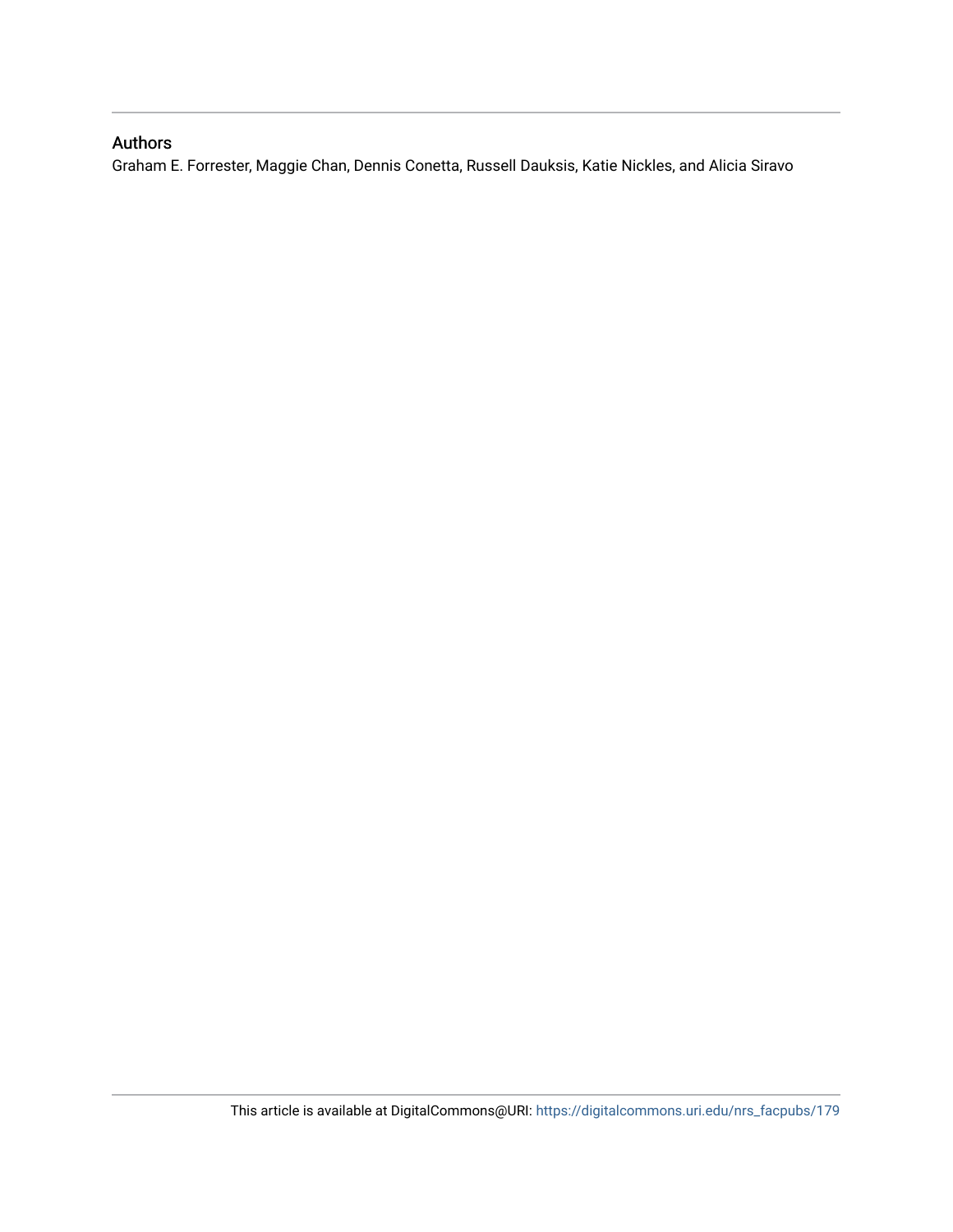## Authors

Graham E. Forrester, Maggie Chan, Dennis Conetta, Russell Dauksis, Katie Nickles, and Alicia Siravo

This article is available at DigitalCommons@URI: https://digitalcommons.uri.edu/nrs_facpubs/179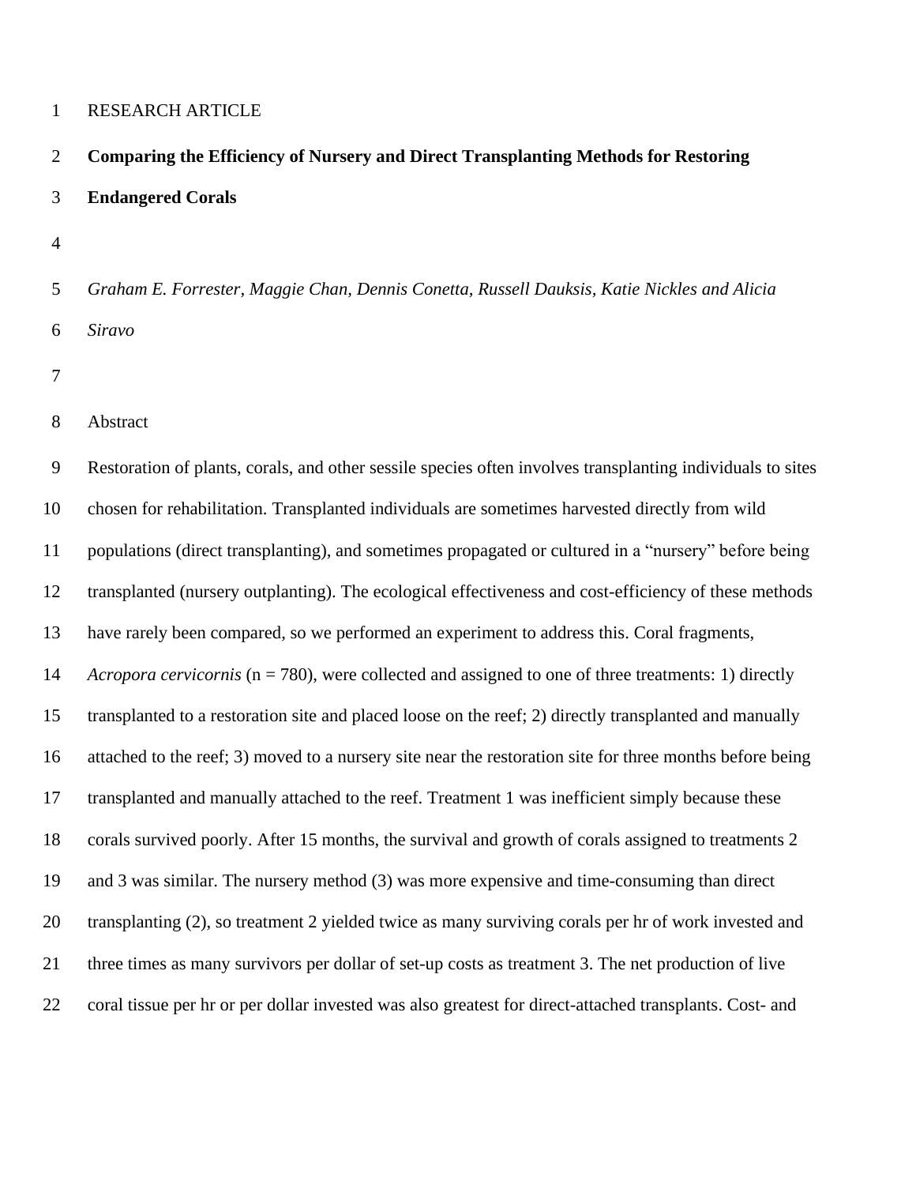RESEARCH ARTICLE

**Comparing the Efficiency of Nursery and Direct Transplanting Methods for Restoring Endangered Corals**

*Graham E. Forrester, Maggie Chan, Dennis Conetta, Russell Dauksis, Katie Nickles and Alicia Siravo*

Abstract

Restoration of plants, corals, and other sessile species often involves transplanting individuals to sites chosen for rehabilitation. Transplanted individuals are sometimes harvested directly from wild populations (direct transplanting), and sometimes propagated or cultured in a "nursery" before being transplanted (nursery outplanting). The ecological effectiveness and cost-efficiency of these methods have rarely been compared, so we performed an experiment to address this. Coral fragments, *Acropora cervicornis* (n = 780), were collected and assigned to one of three treatments: 1) directly transplanted to a restoration site and placed loose on the reef; 2) directly transplanted and manually attached to the reef; 3) moved to a nursery site near the restoration site for three months before being transplanted and manually attached to the reef. Treatment 1 was inefficient simply because these corals survived poorly. After 15 months, the survival and growth of corals assigned to treatments 2 and 3 was similar. The nursery method (3) was more expensive and time-consuming than direct transplanting (2), so treatment 2 yielded twice as many surviving corals per hr of work invested and three times as many survivors per dollar of set-up costs as treatment 3. The net production of live coral tissue per hr or per dollar invested was also greatest for direct-attached transplants. Cost- and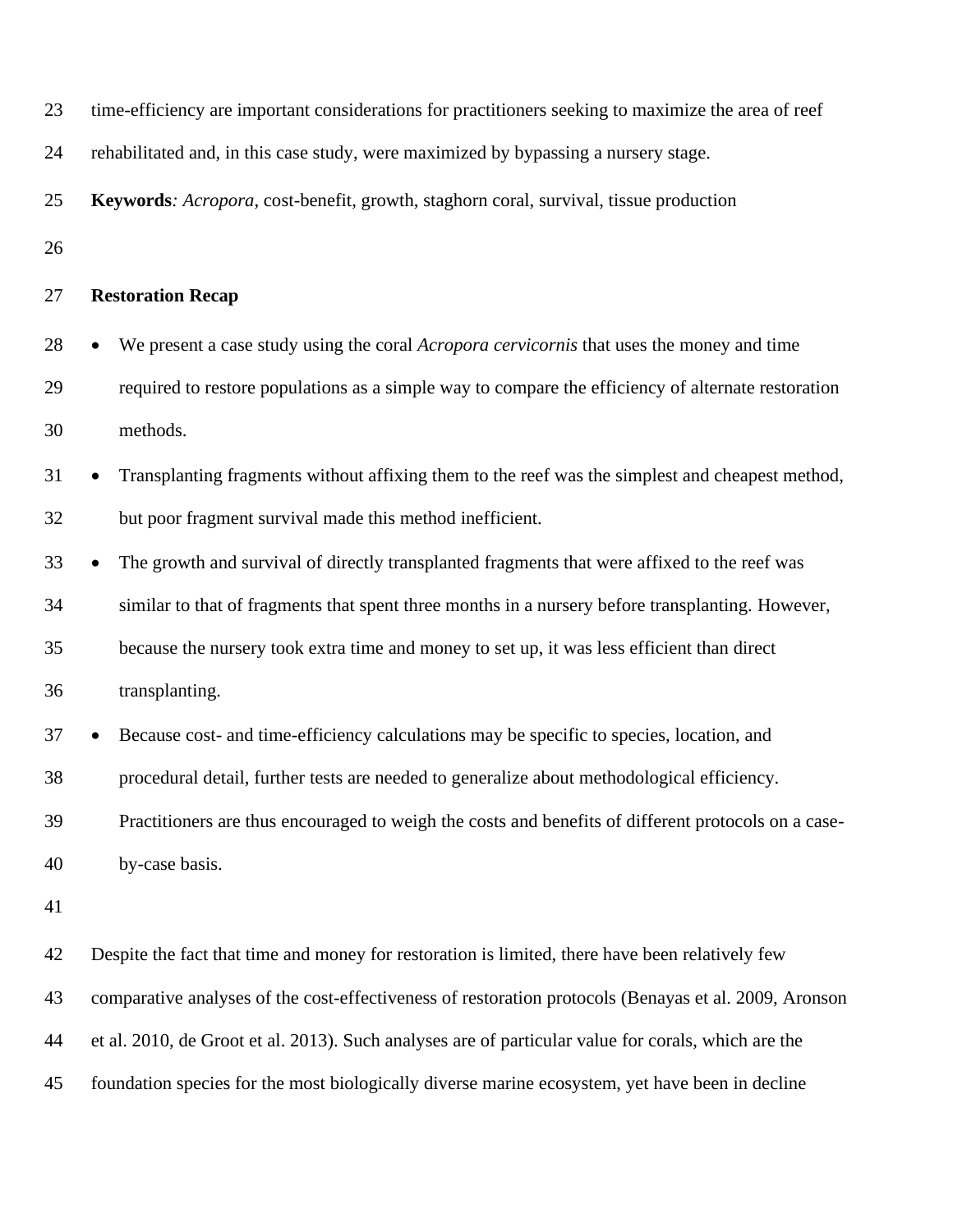time-efficiency are important considerations for practitioners seeking to maximize the area of reef rehabilitated and, in this case study, were maximized by bypassing a nursery stage.

**Keywords***:* *Acropora*, cost-benefit, growth, staghorn coral, survival, tissue production

## Restoration Recap

- We present a case study using the coral *Acropora cervicornis* that uses the money and time required to restore populations as a simple way to compare the efficiency of alternate restoration methods.
- Transplanting fragments without affixing them to the reef was the simplest and cheapest method, but poor fragment survival made this method inefficient.
- The growth and survival of directly transplanted fragments that were affixed to the reef was similar to that of fragments that spent three months in a nursery before transplanting. However, because the nursery took extra time and money to set up, it was less efficient than direct transplanting.
- Because cost- and time-efficiency calculations may be specific to species, location, and procedural detail, further tests are needed to generalize about methodological efficiency. Practitioners are thus encouraged to weigh the costs and benefits of different protocols on a case-by-case basis.

Despite the fact that time and money for restoration is limited, there have been relatively few comparative analyses of the cost-effectiveness of restoration protocols (Benayas et al. 2009, Aronson et al. 2010, de Groot et al. 2013). Such analyses are of particular value for corals, which are the foundation species for the most biologically diverse marine ecosystem, yet have been in decline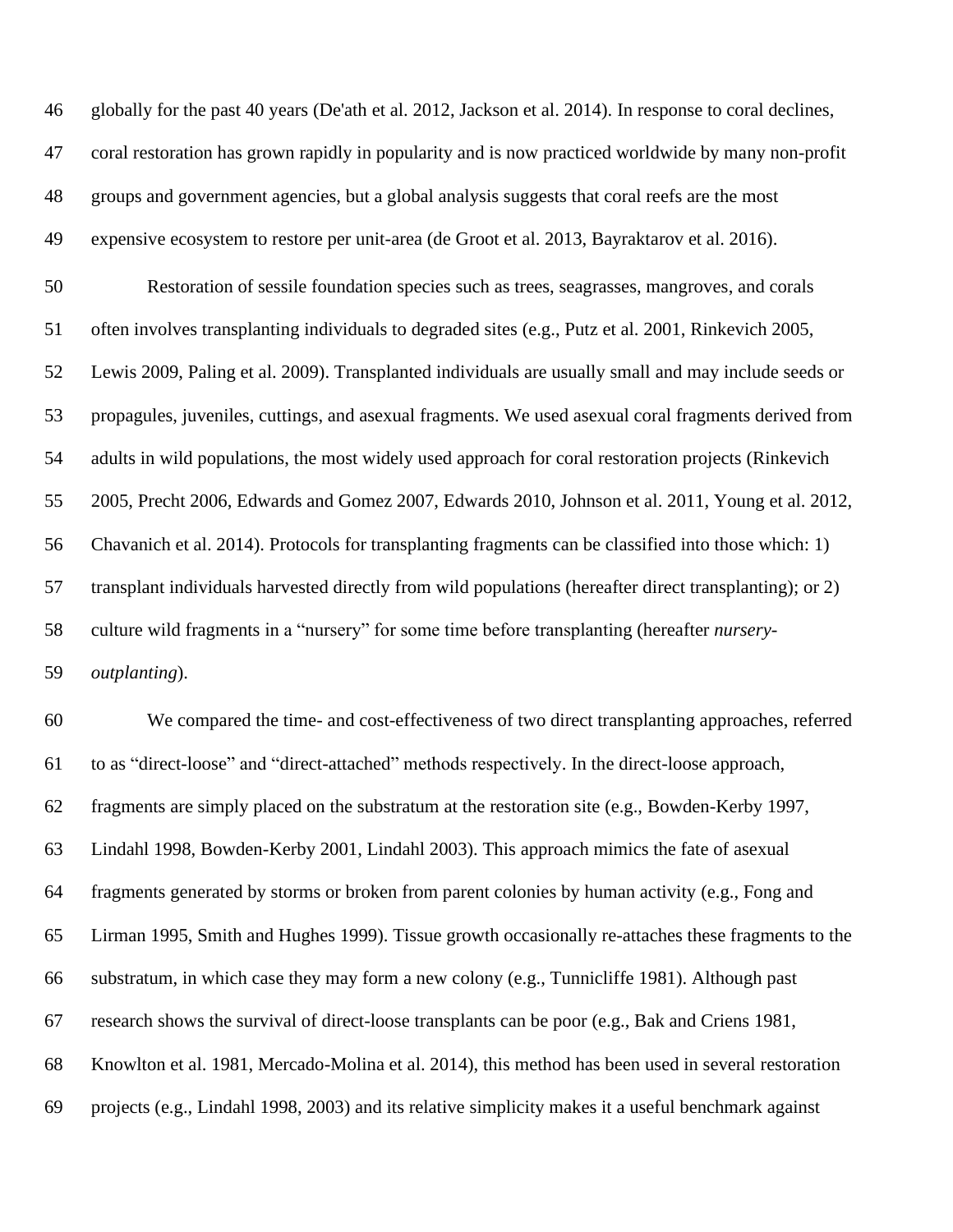globally for the past 40 years (De'ath et al. 2012, Jackson et al. 2014). In response to coral declines, coral restoration has grown rapidly in popularity and is now practiced worldwide by many non-profit groups and government agencies, but a global analysis suggests that coral reefs are the most expensive ecosystem to restore per unit-area (de Groot et al. 2013, Bayraktarov et al. 2016).

Restoration of sessile foundation species such as trees, seagrasses, mangroves, and corals often involves transplanting individuals to degraded sites (e.g., Putz et al. 2001, Rinkevich 2005, Lewis 2009, Paling et al. 2009). Transplanted individuals are usually small and may include seeds or propagules, juveniles, cuttings, and asexual fragments. We used asexual coral fragments derived from adults in wild populations, the most widely used approach for coral restoration projects (Rinkevich 2005, Precht 2006, Edwards and Gomez 2007, Edwards 2010, Johnson et al. 2011, Young et al. 2012, Chavanich et al. 2014). Protocols for transplanting fragments can be classified into those which: 1) transplant individuals harvested directly from wild populations (hereafter direct transplanting); or 2) culture wild fragments in a "nursery" for some time before transplanting (hereafter *nursery-outplanting*).

We compared the time- and cost-effectiveness of two direct transplanting approaches, referred to as "direct-loose" and "direct-attached" methods respectively. In the direct-loose approach, fragments are simply placed on the substratum at the restoration site (e.g., Bowden-Kerby 1997, Lindahl 1998, Bowden-Kerby 2001, Lindahl 2003). This approach mimics the fate of asexual fragments generated by storms or broken from parent colonies by human activity (e.g., Fong and Lirman 1995, Smith and Hughes 1999). Tissue growth occasionally re-attaches these fragments to the substratum, in which case they may form a new colony (e.g., Tunnicliffe 1981). Although past research shows the survival of direct-loose transplants can be poor (e.g., Bak and Criens 1981, Knowlton et al. 1981, Mercado-Molina et al. 2014), this method has been used in several restoration projects (e.g., Lindahl 1998, 2003) and its relative simplicity makes it a useful benchmark against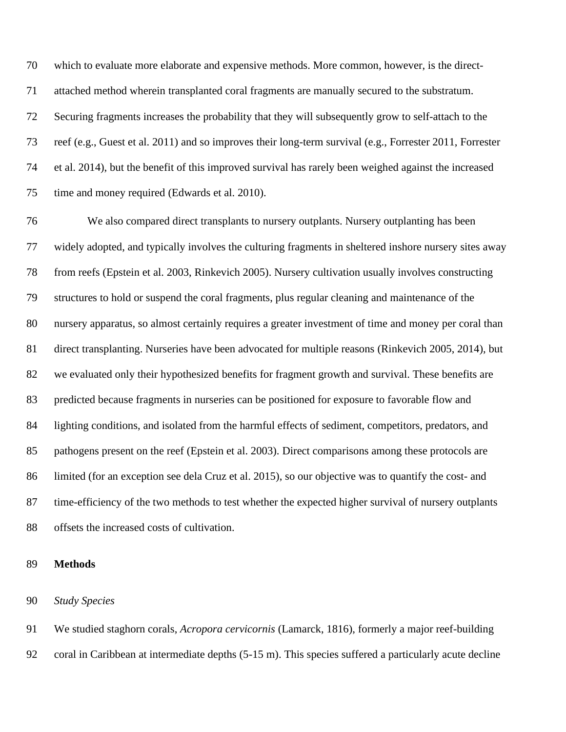which to evaluate more elaborate and expensive methods. More common, however, is the direct-attached method wherein transplanted coral fragments are manually secured to the substratum. Securing fragments increases the probability that they will subsequently grow to self-attach to the reef (e.g., Guest et al. 2011) and so improves their long-term survival (e.g., Forrester 2011, Forrester et al. 2014), but the benefit of this improved survival has rarely been weighed against the increased time and money required (Edwards et al. 2010).

We also compared direct transplants to nursery outplants. Nursery outplanting has been widely adopted, and typically involves the culturing fragments in sheltered inshore nursery sites away from reefs (Epstein et al. 2003, Rinkevich 2005). Nursery cultivation usually involves constructing structures to hold or suspend the coral fragments, plus regular cleaning and maintenance of the nursery apparatus, so almost certainly requires a greater investment of time and money per coral than direct transplanting. Nurseries have been advocated for multiple reasons (Rinkevich 2005, 2014), but we evaluated only their hypothesized benefits for fragment growth and survival. These benefits are predicted because fragments in nurseries can be positioned for exposure to favorable flow and lighting conditions, and isolated from the harmful effects of sediment, competitors, predators, and pathogens present on the reef (Epstein et al. 2003). Direct comparisons among these protocols are limited (for an exception see dela Cruz et al. 2015), so our objective was to quantify the cost- and time-efficiency of the two methods to test whether the expected higher survival of nursery outplants offsets the increased costs of cultivation.

## Methods

### *Study Species*

We studied staghorn corals, *Acropora cervicornis* (Lamarck, 1816), formerly a major reef-building coral in Caribbean at intermediate depths (5-15 m). This species suffered a particularly acute decline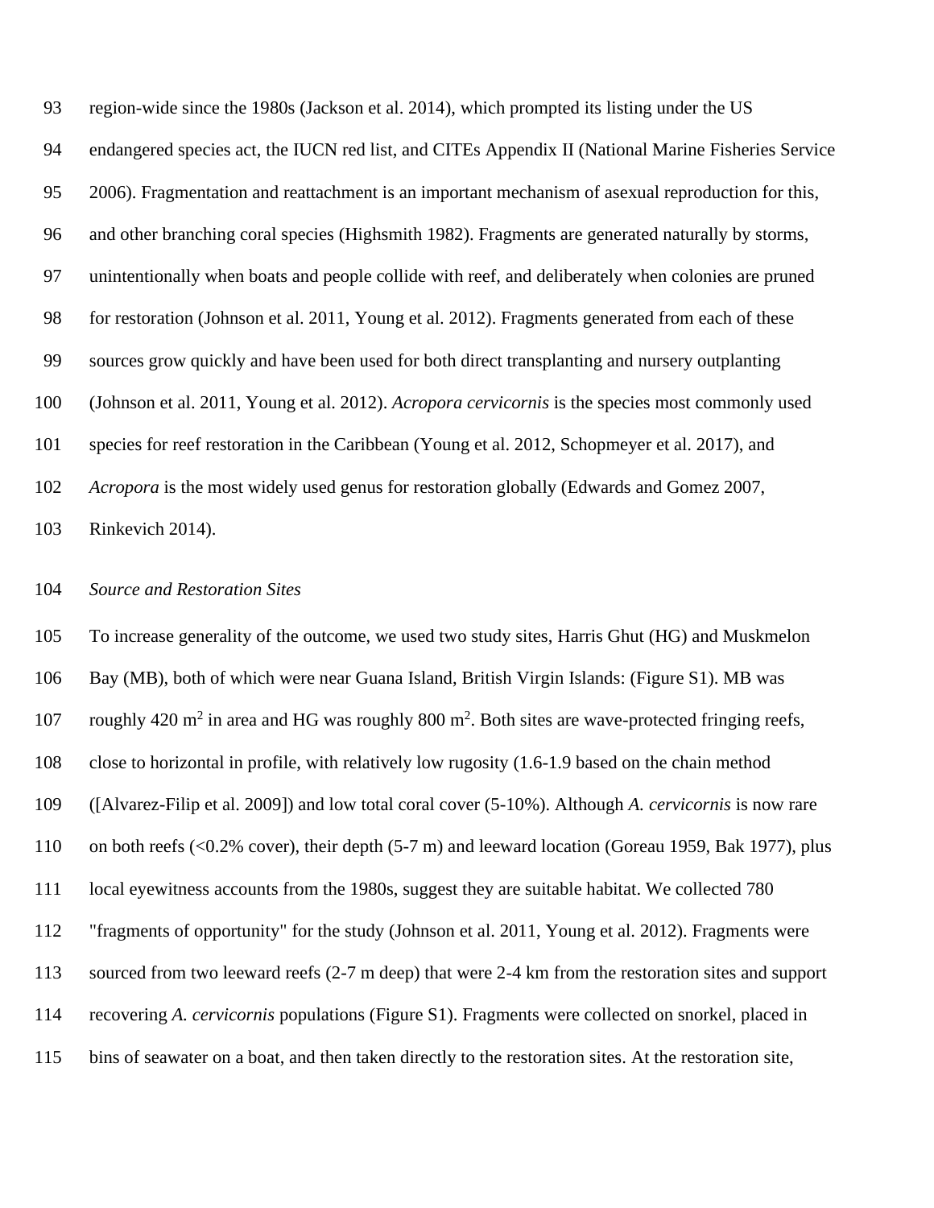region-wide since the 1980s (Jackson et al. 2014), which prompted its listing under the US endangered species act, the IUCN red list, and CITEs Appendix II (National Marine Fisheries Service 2006). Fragmentation and reattachment is an important mechanism of asexual reproduction for this, and other branching coral species (Highsmith 1982). Fragments are generated naturally by storms, unintentionally when boats and people collide with reef, and deliberately when colonies are pruned for restoration (Johnson et al. 2011, Young et al. 2012). Fragments generated from each of these sources grow quickly and have been used for both direct transplanting and nursery outplanting (Johnson et al. 2011, Young et al. 2012). *Acropora cervicornis* is the species most commonly used species for reef restoration in the Caribbean (Young et al. 2012, Schopmeyer et al. 2017), and *Acropora* is the most widely used genus for restoration globally (Edwards and Gomez 2007, Rinkevich 2014).

*Source and Restoration Sites*

To increase generality of the outcome, we used two study sites, Harris Ghut (HG) and Muskmelon Bay (MB), both of which were near Guana Island, British Virgin Islands: (Figure S1). MB was roughly 420 $m^2$ in area and HG was roughly 800 $m^2$. Both sites are wave-protected fringing reefs, close to horizontal in profile, with relatively low rugosity (1.6-1.9 based on the chain method ([Alvarez-Filip et al. 2009]) and low total coral cover (5-10%). Although *A. cervicornis* is now rare on both reefs (<0.2% cover), their depth (5-7 m) and leeward location (Goreau 1959, Bak 1977), plus local eyewitness accounts from the 1980s, suggest they are suitable habitat. We collected 780 "fragments of opportunity" for the study (Johnson et al. 2011, Young et al. 2012). Fragments were sourced from two leeward reefs (2-7 m deep) that were 2-4 km from the restoration sites and support recovering *A. cervicornis* populations (Figure S1). Fragments were collected on snorkel, placed in bins of seawater on a boat, and then taken directly to the restoration sites. At the restoration site,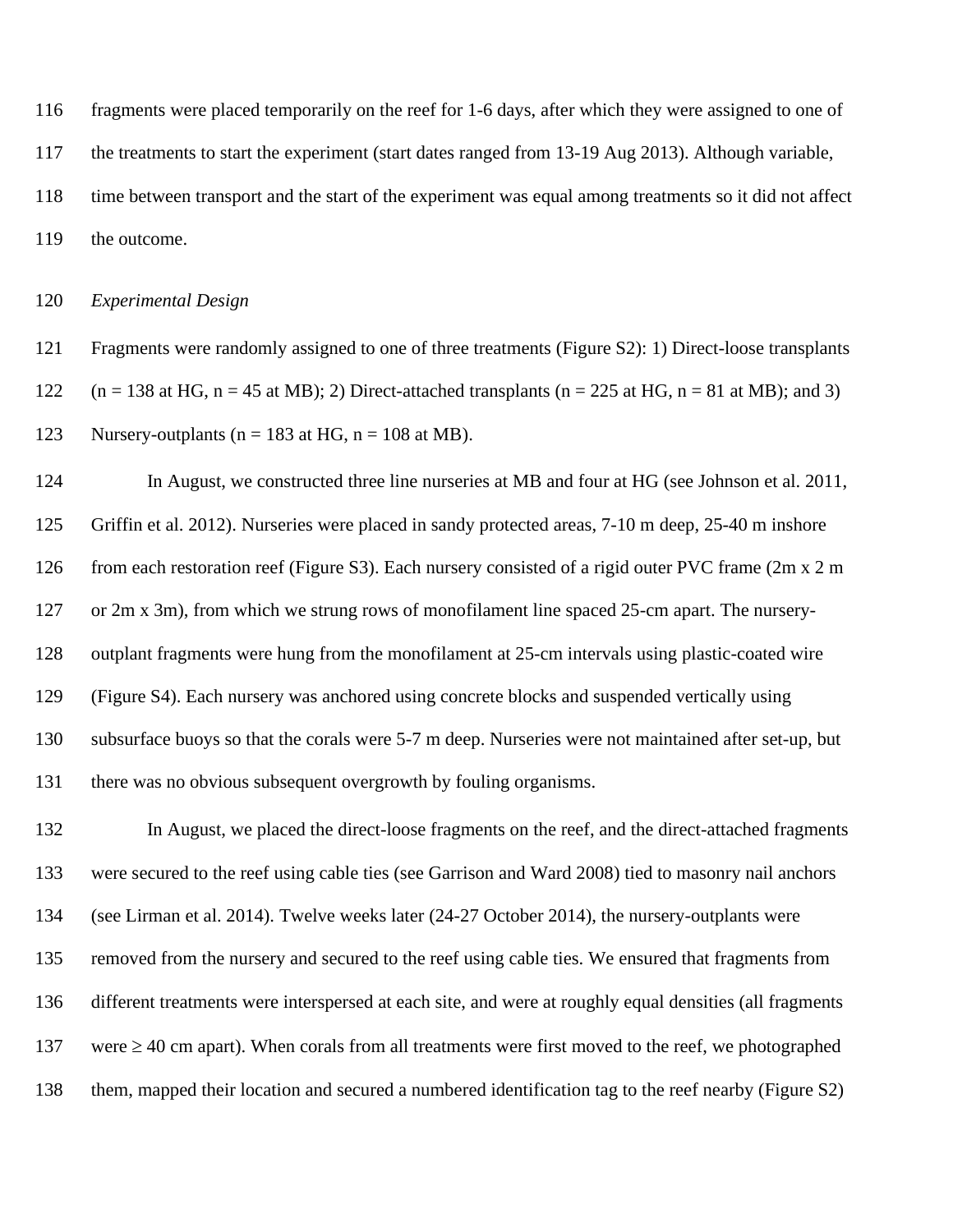fragments were placed temporarily on the reef for 1-6 days, after which they were assigned to one of the treatments to start the experiment (start dates ranged from 13-19 Aug 2013). Although variable, time between transport and the start of the experiment was equal among treatments so it did not affect the outcome.

*Experimental Design*

Fragments were randomly assigned to one of three treatments (Figure S2): 1) Direct-loose transplants (n = 138 at HG, n = 45 at MB); 2) Direct-attached transplants (n = 225 at HG, n = 81 at MB); and 3) Nursery-outplants (n = 183 at HG, n = 108 at MB).

In August, we constructed three line nurseries at MB and four at HG (see Johnson et al. 2011, Griffin et al. 2012). Nurseries were placed in sandy protected areas, 7-10 m deep, 25-40 m inshore from each restoration reef (Figure S3). Each nursery consisted of a rigid outer PVC frame (2m x 2 m or 2m x 3m), from which we strung rows of monofilament line spaced 25-cm apart. The nursery-outplant fragments were hung from the monofilament at 25-cm intervals using plastic-coated wire (Figure S4). Each nursery was anchored using concrete blocks and suspended vertically using subsurface buoys so that the corals were 5-7 m deep. Nurseries were not maintained after set-up, but there was no obvious subsequent overgrowth by fouling organisms.

In August, we placed the direct-loose fragments on the reef, and the direct-attached fragments were secured to the reef using cable ties (see Garrison and Ward 2008) tied to masonry nail anchors (see Lirman et al. 2014). Twelve weeks later (24-27 October 2014), the nursery-outplants were removed from the nursery and secured to the reef using cable ties. We ensured that fragments from different treatments were interspersed at each site, and were at roughly equal densities (all fragments were ≥ 40 cm apart). When corals from all treatments were first moved to the reef, we photographed them, mapped their location and secured a numbered identification tag to the reef nearby (Figure S2)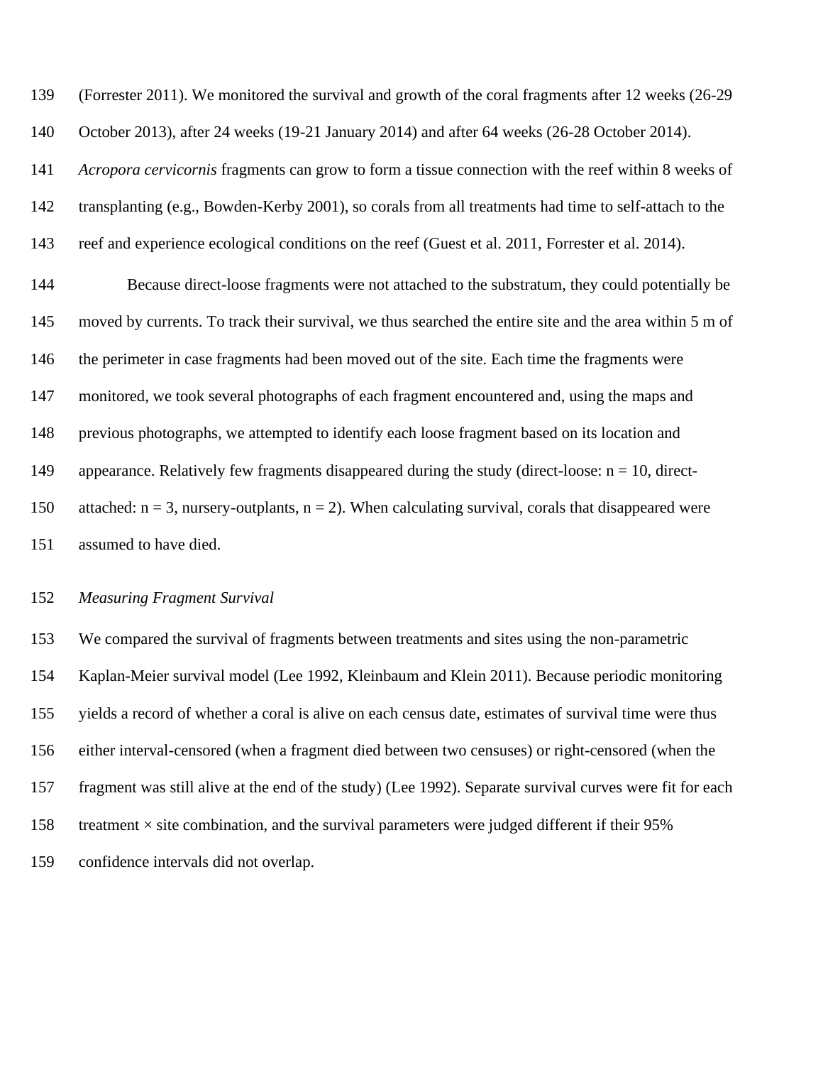(Forrester 2011). We monitored the survival and growth of the coral fragments after 12 weeks (26-29 October 2013), after 24 weeks (19-21 January 2014) and after 64 weeks (26-28 October 2014). *Acropora cervicornis* fragments can grow to form a tissue connection with the reef within 8 weeks of transplanting (e.g., Bowden-Kerby 2001), so corals from all treatments had time to self-attach to the reef and experience ecological conditions on the reef (Guest et al. 2011, Forrester et al. 2014).

Because direct-loose fragments were not attached to the substratum, they could potentially be moved by currents. To track their survival, we thus searched the entire site and the area within 5 m of the perimeter in case fragments had been moved out of the site. Each time the fragments were monitored, we took several photographs of each fragment encountered and, using the maps and previous photographs, we attempted to identify each loose fragment based on its location and appearance. Relatively few fragments disappeared during the study (direct-loose: $n = 10$, direct-attached: $n = 3$, nursery-outplants, $n = 2$). When calculating survival, corals that disappeared were assumed to have died.

*Measuring Fragment Survival*

We compared the survival of fragments between treatments and sites using the non-parametric Kaplan-Meier survival model (Lee 1992, Kleinbaum and Klein 2011). Because periodic monitoring yields a record of whether a coral is alive on each census date, estimates of survival time were thus either interval-censored (when a fragment died between two censuses) or right-censored (when the fragment was still alive at the end of the study) (Lee 1992). Separate survival curves were fit for each treatment × site combination, and the survival parameters were judged different if their 95% confidence intervals did not overlap.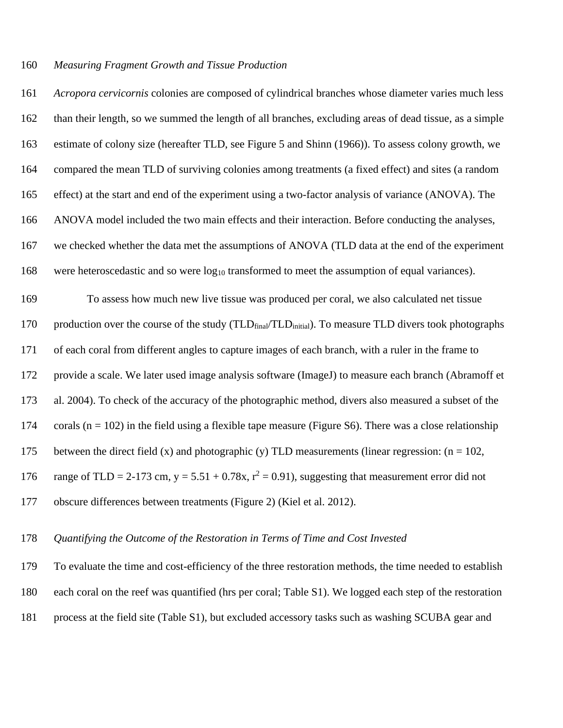*Measuring Fragment Growth and Tissue Production*

*Acropora cervicornis* colonies are composed of cylindrical branches whose diameter varies much less than their length, so we summed the length of all branches, excluding areas of dead tissue, as a simple estimate of colony size (hereafter TLD, see Figure 5 and Shinn (1966)). To assess colony growth, we compared the mean TLD of surviving colonies among treatments (a fixed effect) and sites (a random effect) at the start and end of the experiment using a two-factor analysis of variance (ANOVA). The ANOVA model included the two main effects and their interaction. Before conducting the analyses, we checked whether the data met the assumptions of ANOVA (TLD data at the end of the experiment were heteroscedastic and so were $\log_{10}$ transformed to meet the assumption of equal variances).

To assess how much new live tissue was produced per coral, we also calculated net tissue production over the course of the study ($TLD_{final}/TLD_{initial}$). To measure TLD divers took photographs of each coral from different angles to capture images of each branch, with a ruler in the frame to provide a scale. We later used image analysis software (ImageJ) to measure each branch (Abramoff et al. 2004). To check of the accuracy of the photographic method, divers also measured a subset of the corals (n = 102) in the field using a flexible tape measure (Figure S6). There was a close relationship between the direct field (x) and photographic (y) TLD measurements (linear regression: (n = 102, range of TLD = 2-173 cm, $y = 5.51 + 0.78x$, $r^2 = 0.91$), suggesting that measurement error did not obscure differences between treatments (Figure 2) (Kiel et al. 2012).

*Quantifying the Outcome of the Restoration in Terms of Time and Cost Invested*

To evaluate the time and cost-efficiency of the three restoration methods, the time needed to establish each coral on the reef was quantified (hrs per coral; Table S1). We logged each step of the restoration process at the field site (Table S1), but excluded accessory tasks such as washing SCUBA gear and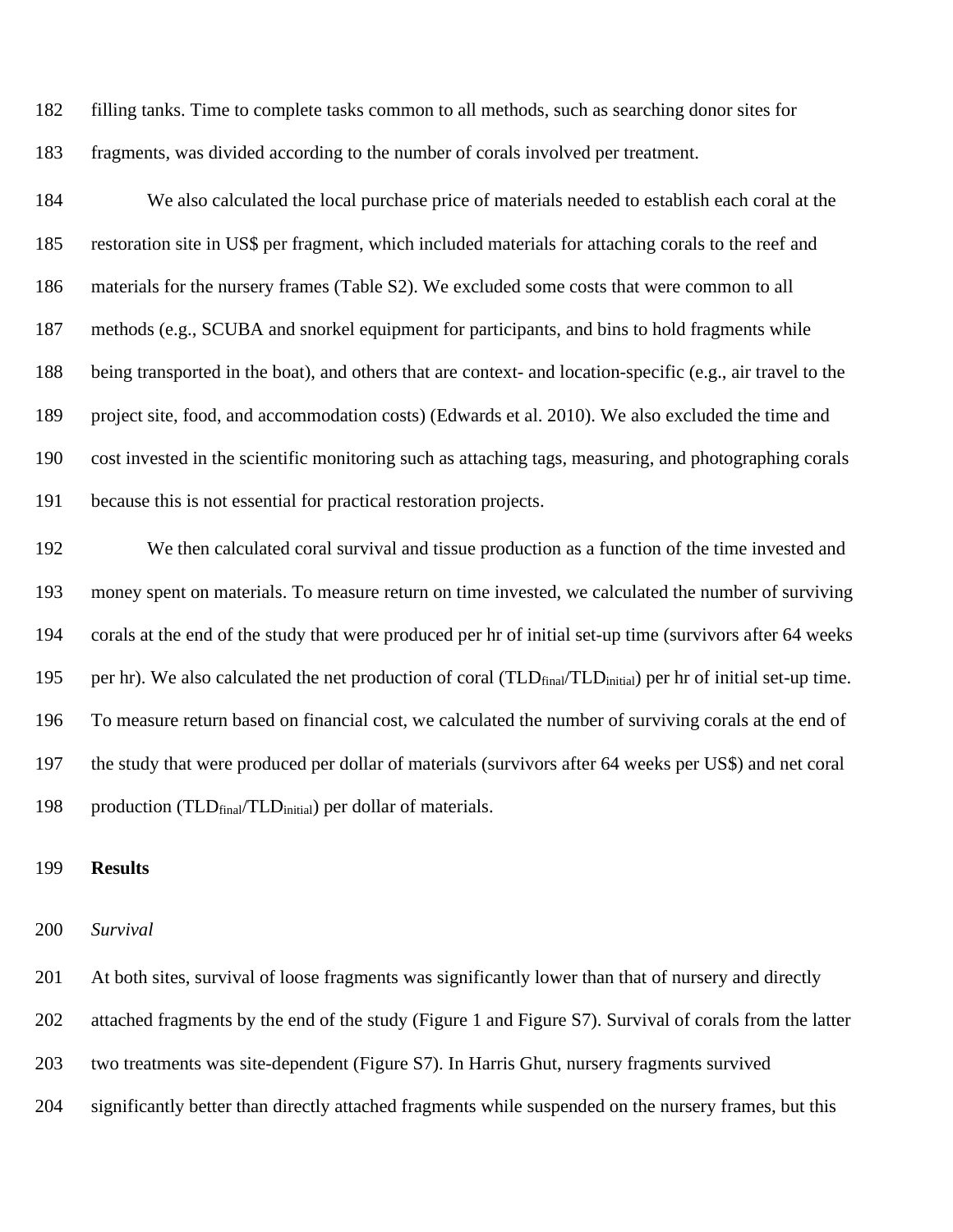filling tanks. Time to complete tasks common to all methods, such as searching donor sites for fragments, was divided according to the number of corals involved per treatment.

We also calculated the local purchase price of materials needed to establish each coral at the restoration site in US$ per fragment, which included materials for attaching corals to the reef and materials for the nursery frames (Table S2). We excluded some costs that were common to all methods (e.g., SCUBA and snorkel equipment for participants, and bins to hold fragments while being transported in the boat), and others that are context- and location-specific (e.g., air travel to the project site, food, and accommodation costs) (Edwards et al. 2010). We also excluded the time and cost invested in the scientific monitoring such as attaching tags, measuring, and photographing corals because this is not essential for practical restoration projects.

We then calculated coral survival and tissue production as a function of the time invested and money spent on materials. To measure return on time invested, we calculated the number of surviving corals at the end of the study that were produced per hr of initial set-up time (survivors after 64 weeks per hr). We also calculated the net production of coral ($TLD_{final}/TLD_{initial}$) per hr of initial set-up time. To measure return based on financial cost, we calculated the number of surviving corals at the end of the study that were produced per dollar of materials (survivors after 64 weeks per US$) and net coral production ($TLD_{final}/TLD_{initial}$) per dollar of materials.

## Results

### *Survival*

At both sites, survival of loose fragments was significantly lower than that of nursery and directly attached fragments by the end of the study (Figure 1 and Figure S7). Survival of corals from the latter two treatments was site-dependent (Figure S7). In Harris Ghut, nursery fragments survived significantly better than directly attached fragments while suspended on the nursery frames, but this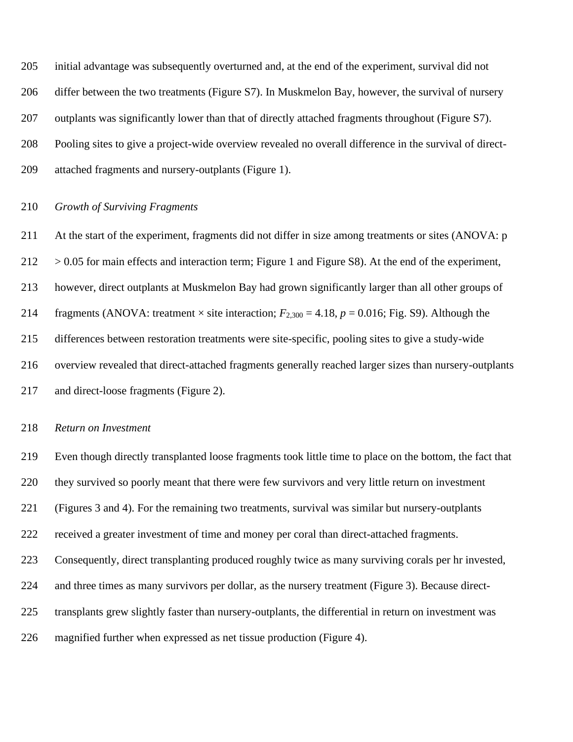initial advantage was subsequently overturned and, at the end of the experiment, survival did not differ between the two treatments (Figure S7). In Muskmelon Bay, however, the survival of nursery outplants was significantly lower than that of directly attached fragments throughout (Figure S7). Pooling sites to give a project-wide overview revealed no overall difference in the survival of direct-attached fragments and nursery-outplants (Figure 1).

### *Growth of Surviving Fragments*

At the start of the experiment, fragments did not differ in size among treatments or sites (ANOVA: $p > 0.05$ for main effects and interaction term; Figure 1 and Figure S8). At the end of the experiment, however, direct outplants at Muskmelon Bay had grown significantly larger than all other groups of fragments (ANOVA: treatment × site interaction; $F_{2,300} = 4.18$, $p = 0.016$; Fig. S9). Although the differences between restoration treatments were site-specific, pooling sites to give a study-wide overview revealed that direct-attached fragments generally reached larger sizes than nursery-outplants and direct-loose fragments (Figure 2).

### *Return on Investment*

Even though directly transplanted loose fragments took little time to place on the bottom, the fact that they survived so poorly meant that there were few survivors and very little return on investment (Figures 3 and 4). For the remaining two treatments, survival was similar but nursery-outplants received a greater investment of time and money per coral than direct-attached fragments. Consequently, direct transplanting produced roughly twice as many surviving corals per hr invested, and three times as many survivors per dollar, as the nursery treatment (Figure 3). Because direct-transplants grew slightly faster than nursery-outplants, the differential in return on investment was magnified further when expressed as net tissue production (Figure 4).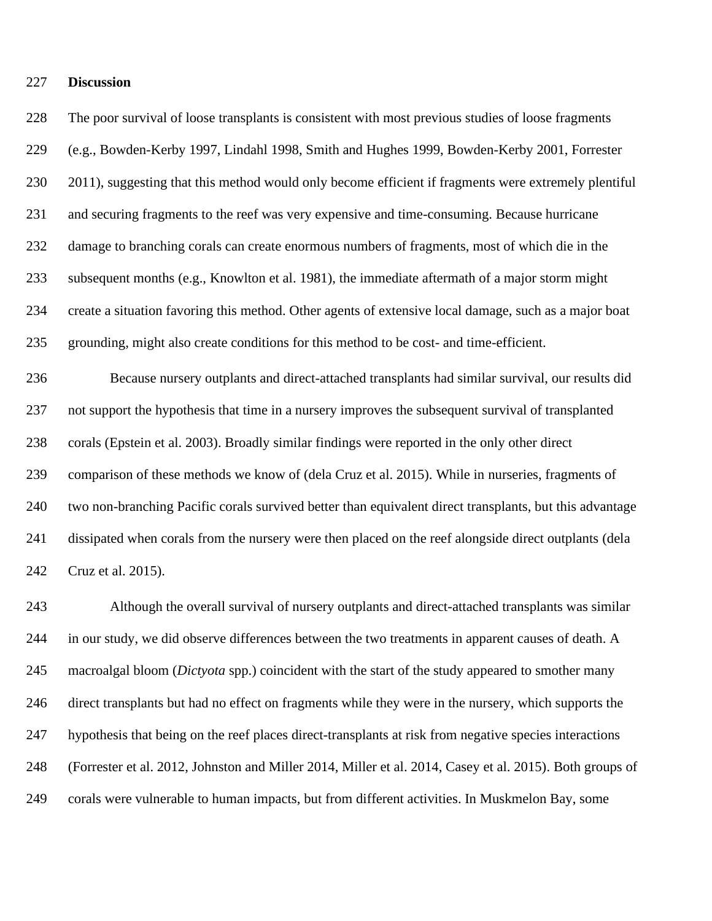## Discussion

The poor survival of loose transplants is consistent with most previous studies of loose fragments (e.g., Bowden-Kerby 1997, Lindahl 1998, Smith and Hughes 1999, Bowden-Kerby 2001, Forrester 2011), suggesting that this method would only become efficient if fragments were extremely plentiful and securing fragments to the reef was very expensive and time-consuming. Because hurricane damage to branching corals can create enormous numbers of fragments, most of which die in the subsequent months (e.g., Knowlton et al. 1981), the immediate aftermath of a major storm might create a situation favoring this method. Other agents of extensive local damage, such as a major boat grounding, might also create conditions for this method to be cost- and time-efficient.

Because nursery outplants and direct-attached transplants had similar survival, our results did not support the hypothesis that time in a nursery improves the subsequent survival of transplanted corals (Epstein et al. 2003). Broadly similar findings were reported in the only other direct comparison of these methods we know of (dela Cruz et al. 2015). While in nurseries, fragments of two non-branching Pacific corals survived better than equivalent direct transplants, but this advantage dissipated when corals from the nursery were then placed on the reef alongside direct outplants (dela Cruz et al. 2015).

Although the overall survival of nursery outplants and direct-attached transplants was similar in our study, we did observe differences between the two treatments in apparent causes of death. A macroalgal bloom (*Dictyota* spp.) coincident with the start of the study appeared to smother many direct transplants but had no effect on fragments while they were in the nursery, which supports the hypothesis that being on the reef places direct-transplants at risk from negative species interactions (Forrester et al. 2012, Johnston and Miller 2014, Miller et al. 2014, Casey et al. 2015). Both groups of corals were vulnerable to human impacts, but from different activities. In Muskmelon Bay, some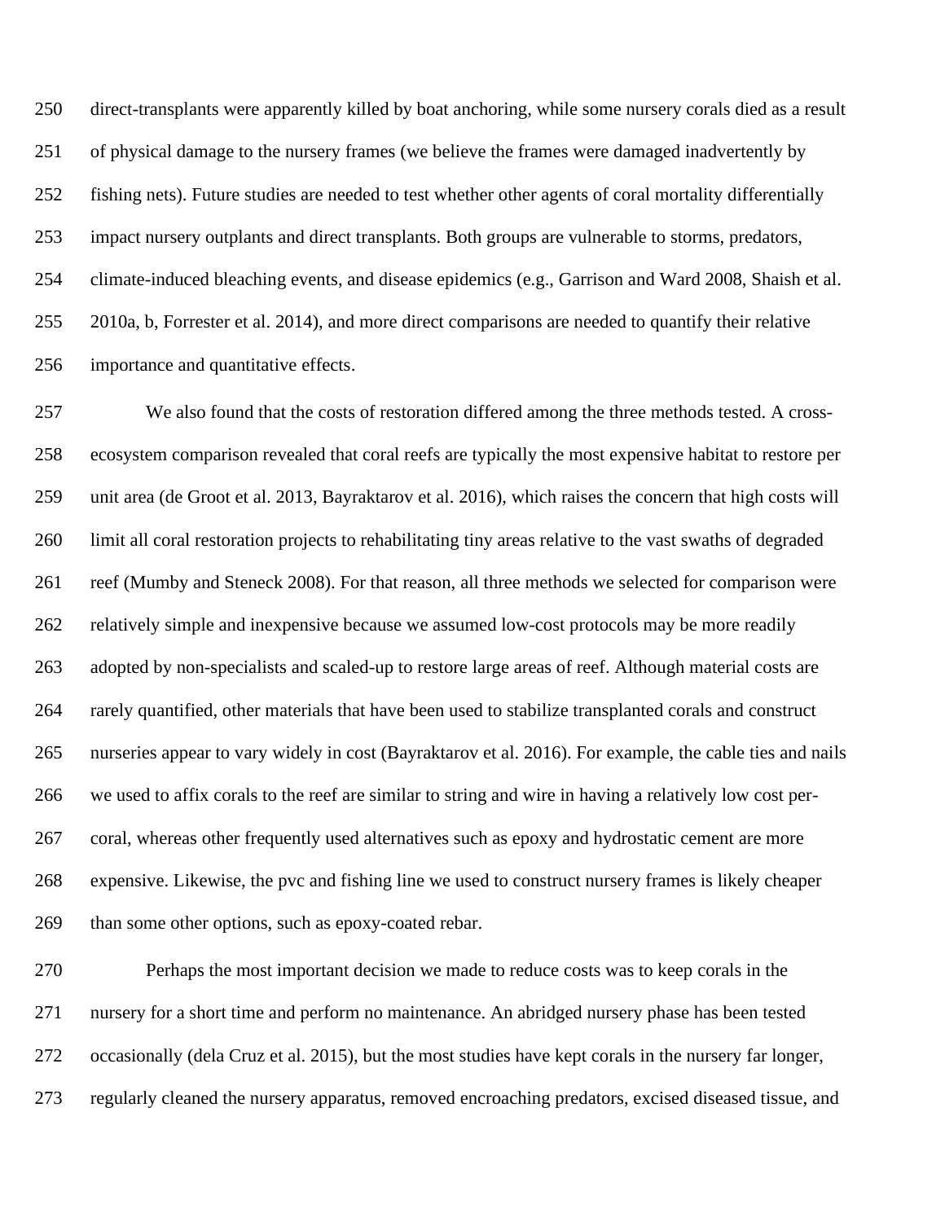direct-transplants were apparently killed by boat anchoring, while some nursery corals died as a result of physical damage to the nursery frames (we believe the frames were damaged inadvertently by fishing nets). Future studies are needed to test whether other agents of coral mortality differentially impact nursery outplants and direct transplants. Both groups are vulnerable to storms, predators, climate-induced bleaching events, and disease epidemics (e.g., Garrison and Ward 2008, Shaish et al. 2010a, b, Forrester et al. 2014), and more direct comparisons are needed to quantify their relative importance and quantitative effects.

We also found that the costs of restoration differed among the three methods tested. A cross-ecosystem comparison revealed that coral reefs are typically the most expensive habitat to restore per unit area (de Groot et al. 2013, Bayraktarov et al. 2016), which raises the concern that high costs will limit all coral restoration projects to rehabilitating tiny areas relative to the vast swaths of degraded reef (Mumby and Steneck 2008). For that reason, all three methods we selected for comparison were relatively simple and inexpensive because we assumed low-cost protocols may be more readily adopted by non-specialists and scaled-up to restore large areas of reef. Although material costs are rarely quantified, other materials that have been used to stabilize transplanted corals and construct nurseries appear to vary widely in cost (Bayraktarov et al. 2016). For example, the cable ties and nails we used to affix corals to the reef are similar to string and wire in having a relatively low cost per-coral, whereas other frequently used alternatives such as epoxy and hydrostatic cement are more expensive. Likewise, the pvc and fishing line we used to construct nursery frames is likely cheaper than some other options, such as epoxy-coated rebar.

Perhaps the most important decision we made to reduce costs was to keep corals in the nursery for a short time and perform no maintenance. An abridged nursery phase has been tested occasionally (dela Cruz et al. 2015), but the most studies have kept corals in the nursery far longer, regularly cleaned the nursery apparatus, removed encroaching predators, excised diseased tissue, and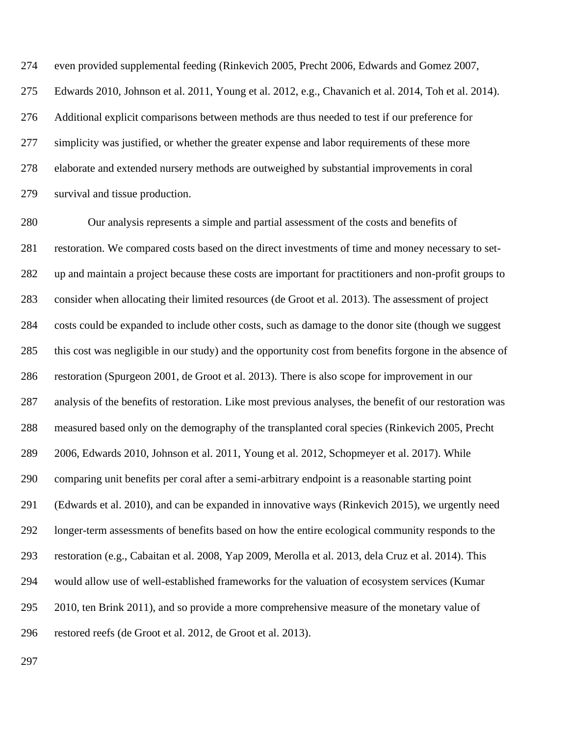even provided supplemental feeding (Rinkevich 2005, Precht 2006, Edwards and Gomez 2007, Edwards 2010, Johnson et al. 2011, Young et al. 2012, e.g., Chavanich et al. 2014, Toh et al. 2014). Additional explicit comparisons between methods are thus needed to test if our preference for simplicity was justified, or whether the greater expense and labor requirements of these more elaborate and extended nursery methods are outweighed by substantial improvements in coral survival and tissue production.

Our analysis represents a simple and partial assessment of the costs and benefits of restoration. We compared costs based on the direct investments of time and money necessary to set-up and maintain a project because these costs are important for practitioners and non-profit groups to consider when allocating their limited resources (de Groot et al. 2013). The assessment of project costs could be expanded to include other costs, such as damage to the donor site (though we suggest this cost was negligible in our study) and the opportunity cost from benefits forgone in the absence of restoration (Spurgeon 2001, de Groot et al. 2013). There is also scope for improvement in our analysis of the benefits of restoration. Like most previous analyses, the benefit of our restoration was measured based only on the demography of the transplanted coral species (Rinkevich 2005, Precht 2006, Edwards 2010, Johnson et al. 2011, Young et al. 2012, Schopmeyer et al. 2017). While comparing unit benefits per coral after a semi-arbitrary endpoint is a reasonable starting point (Edwards et al. 2010), and can be expanded in innovative ways (Rinkevich 2015), we urgently need longer-term assessments of benefits based on how the entire ecological community responds to the restoration (e.g., Cabaitan et al. 2008, Yap 2009, Merolla et al. 2013, dela Cruz et al. 2014). This would allow use of well-established frameworks for the valuation of ecosystem services (Kumar 2010, ten Brink 2011), and so provide a more comprehensive measure of the monetary value of restored reefs (de Groot et al. 2012, de Groot et al. 2013).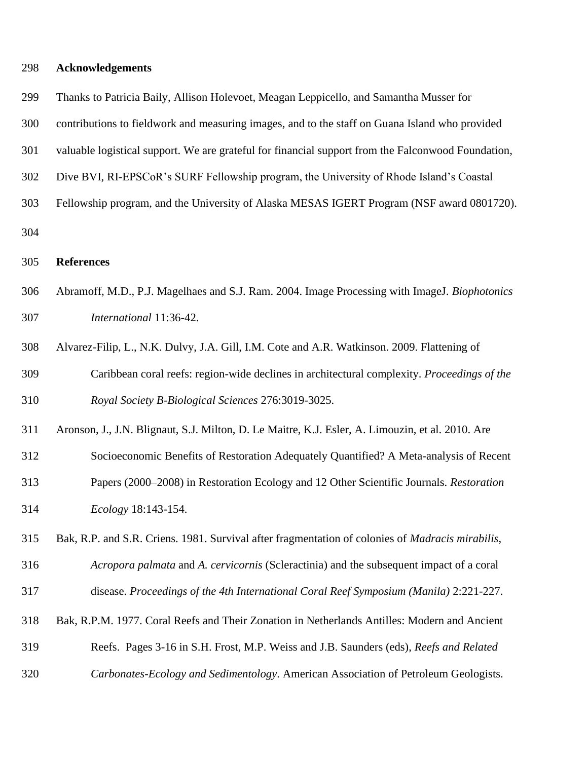## Acknowledgements

Thanks to Patricia Baily, Allison Holevoet, Meagan Leppicello, and Samantha Musser for contributions to fieldwork and measuring images, and to the staff on Guana Island who provided valuable logistical support. We are grateful for financial support from the Falconwood Foundation, Dive BVI, RI-EPSCoR's SURF Fellowship program, the University of Rhode Island's Coastal Fellowship program, and the University of Alaska MESAS IGERT Program (NSF award 0801720).

## References

Abramoff, M.D., P.J. Magelhaes and S.J. Ram. 2004. Image Processing with ImageJ. *Biophotonics International* 11:36-42.

Alvarez-Filip, L., N.K. Dulvy, J.A. Gill, I.M. Cote and A.R. Watkinson. 2009. Flattening of Caribbean coral reefs: region-wide declines in architectural complexity. *Proceedings of the Royal Society B-Biological Sciences* 276:3019-3025.

Aronson, J., J.N. Blignaut, S.J. Milton, D. Le Maitre, K.J. Esler, A. Limouzin, et al. 2010. Are Socioeconomic Benefits of Restoration Adequately Quantified? A Meta-analysis of Recent Papers (2000–2008) in Restoration Ecology and 12 Other Scientific Journals. *Restoration Ecology* 18:143-154.

Bak, R.P. and S.R. Criens. 1981. Survival after fragmentation of colonies of *Madracis mirabilis*, *Acropora palmata* and *A. cervicornis* (Scleractinia) and the subsequent impact of a coral disease. *Proceedings of the 4th International Coral Reef Symposium (Manila)* 2:221-227.

Bak, R.P.M. 1977. Coral Reefs and Their Zonation in Netherlands Antilles: Modern and Ancient Reefs. Pages 3-16 in S.H. Frost, M.P. Weiss and J.B. Saunders (eds), *Reefs and Related Carbonates-Ecology and Sedimentology*. American Association of Petroleum Geologists.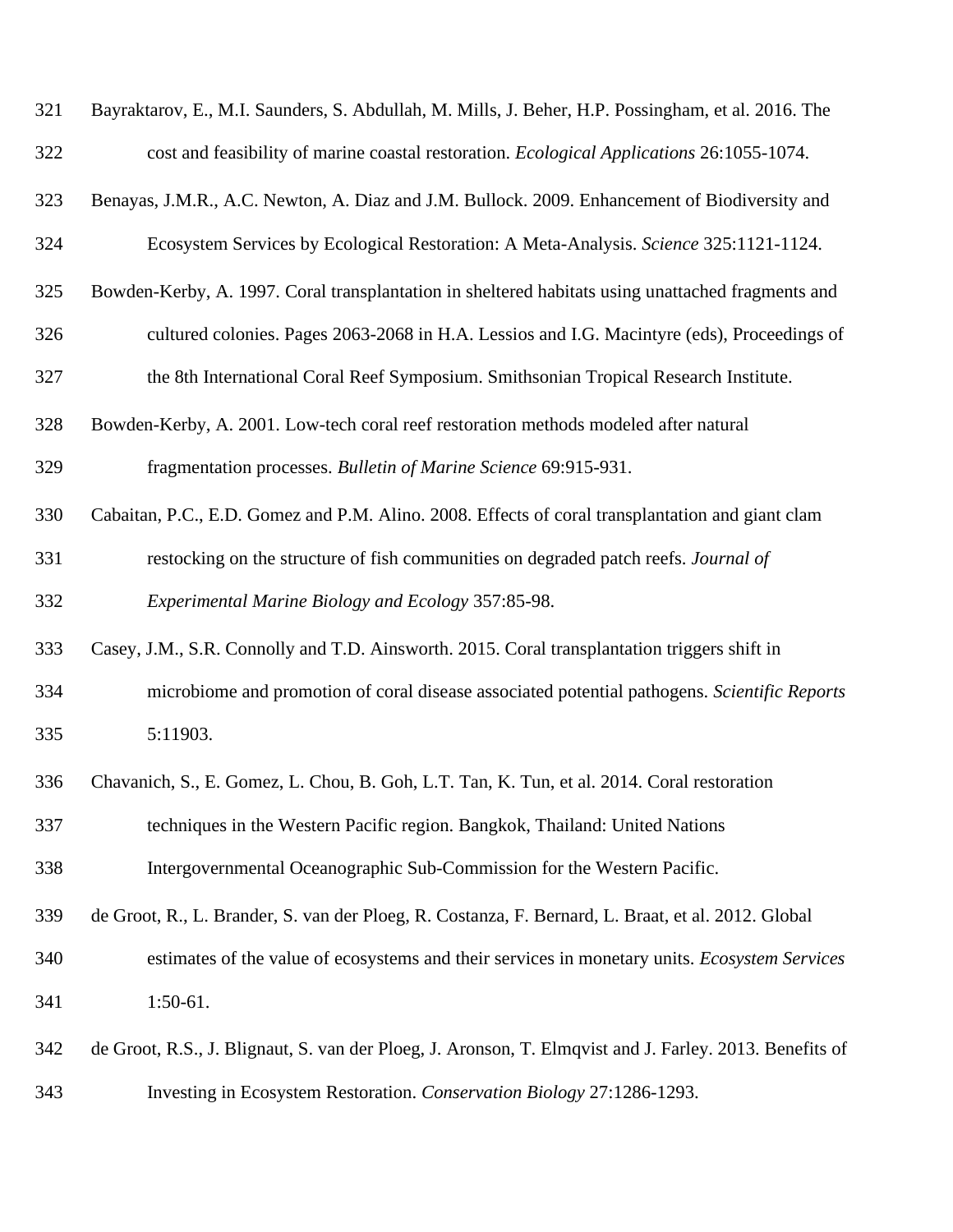Bayraktarov, E., M.I. Saunders, S. Abdullah, M. Mills, J. Beher, H.P. Possingham, et al. 2016. The cost and feasibility of marine coastal restoration. *Ecological Applications* 26:1055-1074.

Benayas, J.M.R., A.C. Newton, A. Diaz and J.M. Bullock. 2009. Enhancement of Biodiversity and Ecosystem Services by Ecological Restoration: A Meta-Analysis. *Science* 325:1121-1124.

Bowden-Kerby, A. 1997. Coral transplantation in sheltered habitats using unattached fragments and cultured colonies. Pages 2063-2068 in H.A. Lessios and I.G. Macintyre (eds), Proceedings of the 8th International Coral Reef Symposium. Smithsonian Tropical Research Institute.

Bowden-Kerby, A. 2001. Low-tech coral reef restoration methods modeled after natural fragmentation processes. *Bulletin of Marine Science* 69:915-931.

Cabaitan, P.C., E.D. Gomez and P.M. Alino. 2008. Effects of coral transplantation and giant clam restocking on the structure of fish communities on degraded patch reefs. *Journal of Experimental Marine Biology and Ecology* 357:85-98.

Casey, J.M., S.R. Connolly and T.D. Ainsworth. 2015. Coral transplantation triggers shift in microbiome and promotion of coral disease associated potential pathogens. *Scientific Reports* 5:11903.

Chavanich, S., E. Gomez, L. Chou, B. Goh, L.T. Tan, K. Tun, et al. 2014. Coral restoration techniques in the Western Pacific region. Bangkok, Thailand: United Nations Intergovernmental Oceanographic Sub-Commission for the Western Pacific.

de Groot, R., L. Brander, S. van der Ploeg, R. Costanza, F. Bernard, L. Braat, et al. 2012. Global estimates of the value of ecosystems and their services in monetary units. *Ecosystem Services* 1:50-61.

de Groot, R.S., J. Blignaut, S. van der Ploeg, J. Aronson, T. Elmqvist and J. Farley. 2013. Benefits of Investing in Ecosystem Restoration. *Conservation Biology* 27:1286-1293.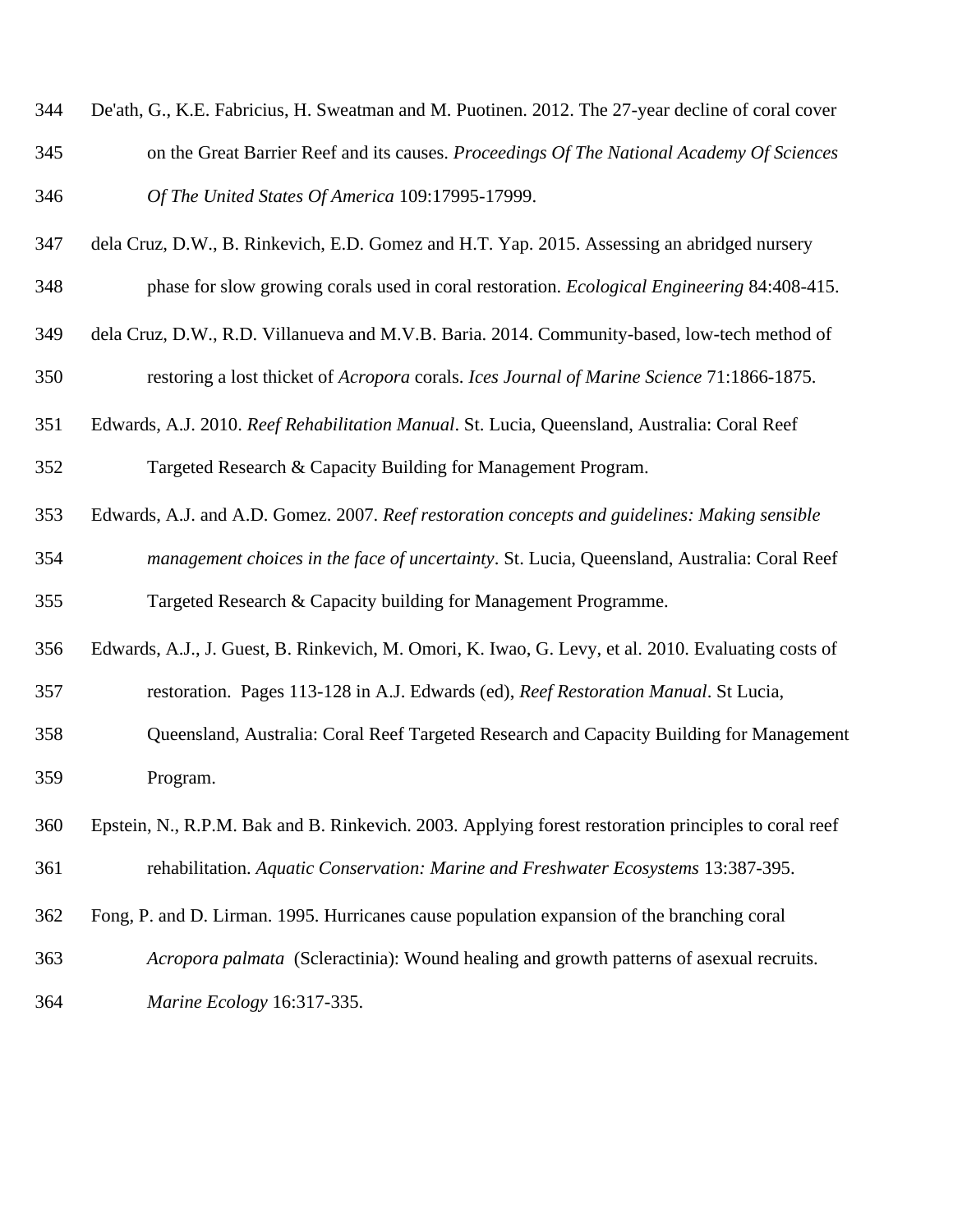De'ath, G., K.E. Fabricius, H. Sweatman and M. Puotinen. 2012. The 27-year decline of coral cover on the Great Barrier Reef and its causes. *Proceedings Of The National Academy Of Sciences Of The United States Of America* 109:17995-17999.

dela Cruz, D.W., B. Rinkevich, E.D. Gomez and H.T. Yap. 2015. Assessing an abridged nursery phase for slow growing corals used in coral restoration. *Ecological Engineering* 84:408-415.

dela Cruz, D.W., R.D. Villanueva and M.V.B. Baria. 2014. Community-based, low-tech method of restoring a lost thicket of *Acropora* corals. *Ices Journal of Marine Science* 71:1866-1875.

Edwards, A.J. 2010. *Reef Rehabilitation Manual*. St. Lucia, Queensland, Australia: Coral Reef Targeted Research & Capacity Building for Management Program.

Edwards, A.J. and A.D. Gomez. 2007. *Reef restoration concepts and guidelines: Making sensible management choices in the face of uncertainty*. St. Lucia, Queensland, Australia: Coral Reef Targeted Research & Capacity building for Management Programme.

Edwards, A.J., J. Guest, B. Rinkevich, M. Omori, K. Iwao, G. Levy, et al. 2010. Evaluating costs of restoration. Pages 113-128 in A.J. Edwards (ed), *Reef Restoration Manual*. St Lucia, Queensland, Australia: Coral Reef Targeted Research and Capacity Building for Management Program.

Epstein, N., R.P.M. Bak and B. Rinkevich. 2003. Applying forest restoration principles to coral reef rehabilitation. *Aquatic Conservation: Marine and Freshwater Ecosystems* 13:387-395.

Fong, P. and D. Lirman. 1995. Hurricanes cause population expansion of the branching coral *Acropora palmata* (Scleractinia): Wound healing and growth patterns of asexual recruits. *Marine Ecology* 16:317-335.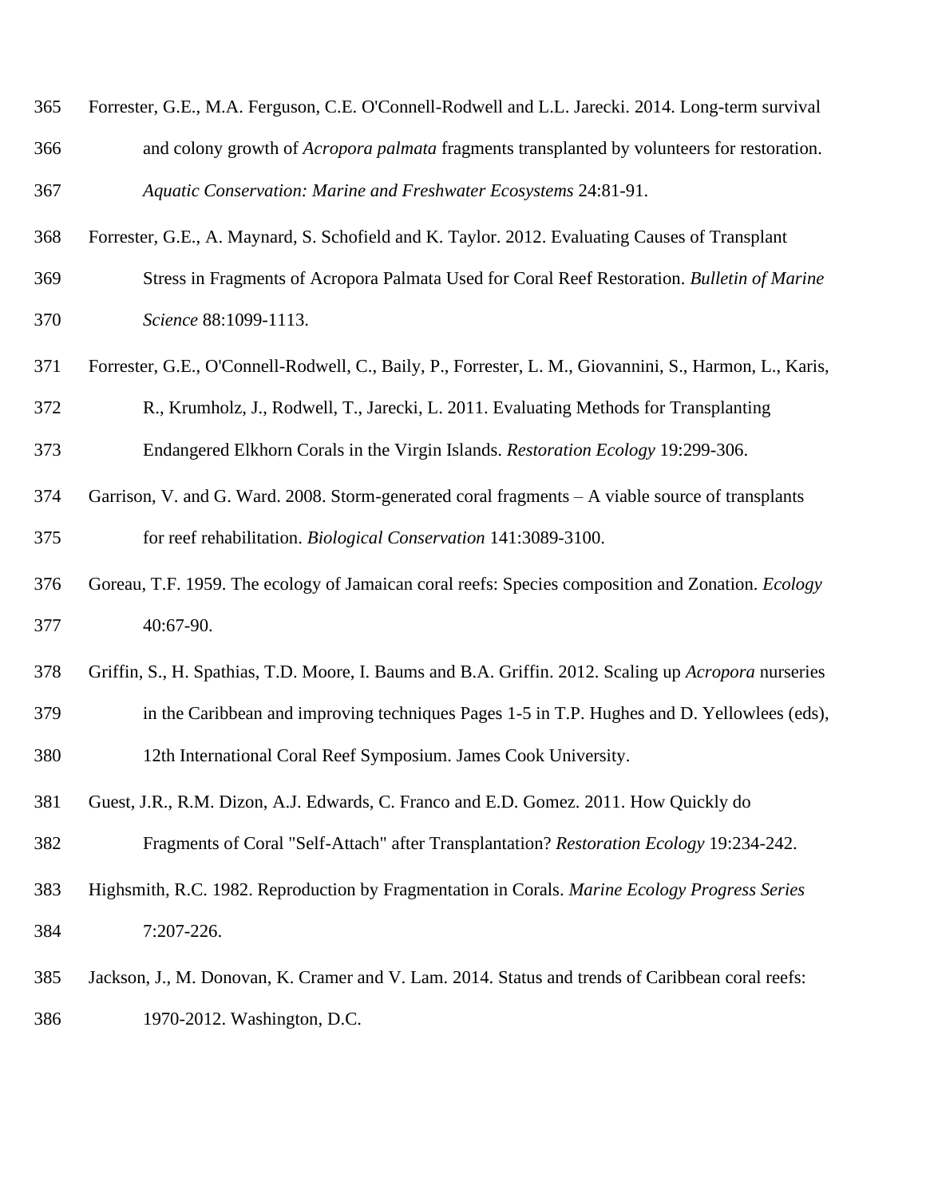Forrester, G.E., M.A. Ferguson, C.E. O'Connell-Rodwell and L.L. Jarecki. 2014. Long-term survival and colony growth of *Acropora palmata* fragments transplanted by volunteers for restoration. *Aquatic Conservation: Marine and Freshwater Ecosystems* 24:81-91.

Forrester, G.E., A. Maynard, S. Schofield and K. Taylor. 2012. Evaluating Causes of Transplant Stress in Fragments of Acropora Palmata Used for Coral Reef Restoration. *Bulletin of Marine Science* 88:1099-1113.

Forrester, G.E., O'Connell-Rodwell, C., Baily, P., Forrester, L. M., Giovannini, S., Harmon, L., Karis, R., Krumholz, J., Rodwell, T., Jarecki, L. 2011. Evaluating Methods for Transplanting Endangered Elkhorn Corals in the Virgin Islands. *Restoration Ecology* 19:299-306.

Garrison, V. and G. Ward. 2008. Storm-generated coral fragments – A viable source of transplants for reef rehabilitation. *Biological Conservation* 141:3089-3100.

Goreau, T.F. 1959. The ecology of Jamaican coral reefs: Species composition and Zonation. *Ecology* 40:67-90.

Griffin, S., H. Spathias, T.D. Moore, I. Baums and B.A. Griffin. 2012. Scaling up *Acropora* nurseries in the Caribbean and improving techniques Pages 1-5 in T.P. Hughes and D. Yellowlees (eds), 12th International Coral Reef Symposium. James Cook University.

Guest, J.R., R.M. Dizon, A.J. Edwards, C. Franco and E.D. Gomez. 2011. How Quickly do Fragments of Coral "Self-Attach" after Transplantation? *Restoration Ecology* 19:234-242.

Highsmith, R.C. 1982. Reproduction by Fragmentation in Corals. *Marine Ecology Progress Series* 7:207-226.

Jackson, J., M. Donovan, K. Cramer and V. Lam. 2014. Status and trends of Caribbean coral reefs: 1970-2012. Washington, D.C.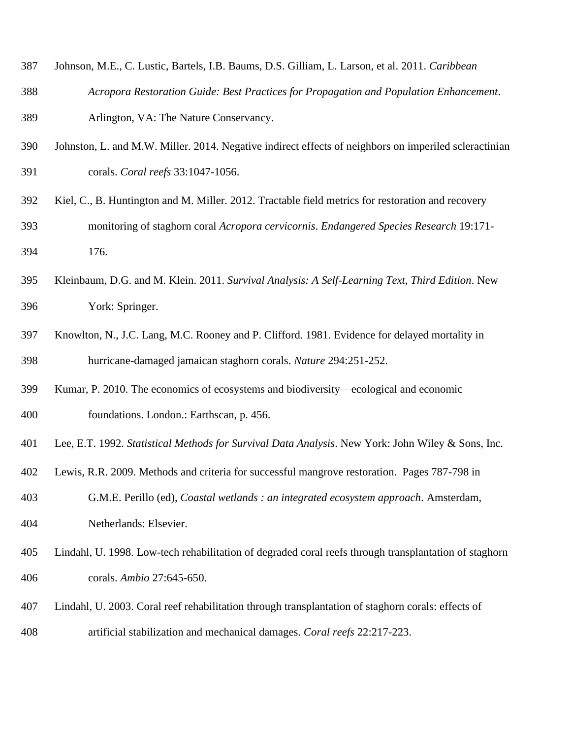Johnson, M.E., C. Lustic, Bartels, I.B. Baums, D.S. Gilliam, L. Larson, et al. 2011. *Caribbean Acropora Restoration Guide: Best Practices for Propagation and Population Enhancement*. Arlington, VA: The Nature Conservancy.

Johnston, L. and M.W. Miller. 2014. Negative indirect effects of neighbors on imperiled scleractinian corals. *Coral reefs* 33:1047-1056.

Kiel, C., B. Huntington and M. Miller. 2012. Tractable field metrics for restoration and recovery monitoring of staghorn coral *Acropora cervicornis*. *Endangered Species Research* 19:171-176.

Kleinbaum, D.G. and M. Klein. 2011. *Survival Analysis: A Self-Learning Text, Third Edition*. New York: Springer.

Knowlton, N., J.C. Lang, M.C. Rooney and P. Clifford. 1981. Evidence for delayed mortality in hurricane-damaged jamaican staghorn corals. *Nature* 294:251-252.

Kumar, P. 2010. The economics of ecosystems and biodiversity—ecological and economic foundations. London.: Earthscan, p. 456.

Lee, E.T. 1992. *Statistical Methods for Survival Data Analysis*. New York: John Wiley & Sons, Inc.

Lewis, R.R. 2009. Methods and criteria for successful mangrove restoration.  Pages 787-798 in G.M.E. Perillo (ed), *Coastal wetlands : an integrated ecosystem approach*. Amsterdam, Netherlands: Elsevier.

Lindahl, U. 1998. Low-tech rehabilitation of degraded coral reefs through transplantation of staghorn corals. *Ambio* 27:645-650.

Lindahl, U. 2003. Coral reef rehabilitation through transplantation of staghorn corals: effects of artificial stabilization and mechanical damages. *Coral reefs* 22:217-223.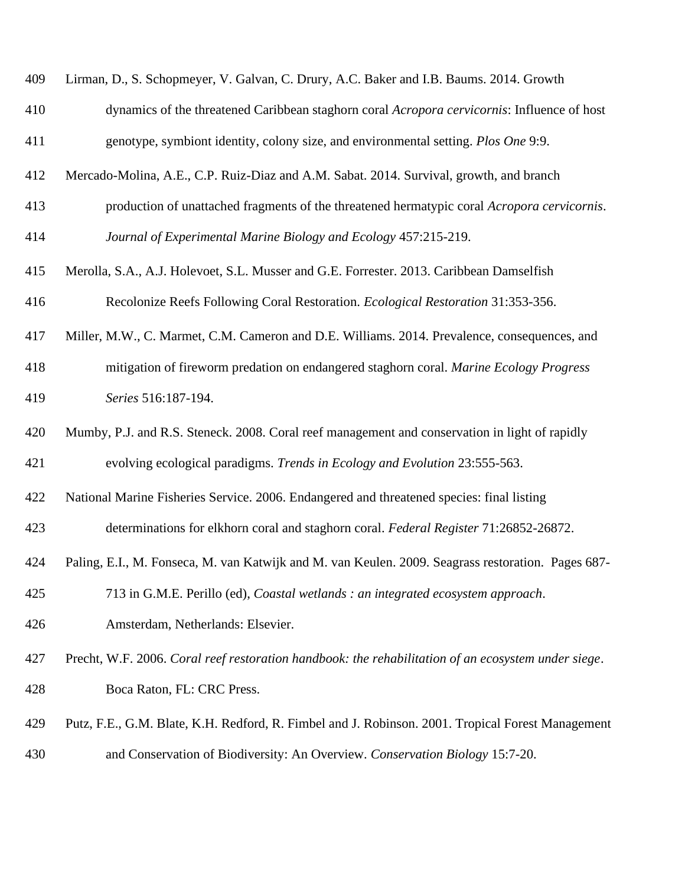Lirman, D., S. Schopmeyer, V. Galvan, C. Drury, A.C. Baker and I.B. Baums. 2014. Growth dynamics of the threatened Caribbean staghorn coral *Acropora cervicornis*: Influence of host genotype, symbiont identity, colony size, and environmental setting. *Plos One* 9:9.

Mercado-Molina, A.E., C.P. Ruiz-Diaz and A.M. Sabat. 2014. Survival, growth, and branch production of unattached fragments of the threatened hermatypic coral *Acropora cervicornis*. *Journal of Experimental Marine Biology and Ecology* 457:215-219.

Merolla, S.A., A.J. Holevoet, S.L. Musser and G.E. Forrester. 2013. Caribbean Damselfish Recolonize Reefs Following Coral Restoration. *Ecological Restoration* 31:353-356.

Miller, M.W., C. Marmet, C.M. Cameron and D.E. Williams. 2014. Prevalence, consequences, and mitigation of fireworm predation on endangered staghorn coral. *Marine Ecology Progress Series* 516:187-194.

Mumby, P.J. and R.S. Steneck. 2008. Coral reef management and conservation in light of rapidly evolving ecological paradigms. *Trends in Ecology and Evolution* 23:555-563.

National Marine Fisheries Service. 2006. Endangered and threatened species: final listing determinations for elkhorn coral and staghorn coral. *Federal Register* 71:26852-26872.

Paling, E.I., M. Fonseca, M. van Katwijk and M. van Keulen. 2009. Seagrass restoration. Pages 687-713 in G.M.E. Perillo (ed), *Coastal wetlands : an integrated ecosystem approach*. Amsterdam, Netherlands: Elsevier.

Precht, W.F. 2006. *Coral reef restoration handbook: the rehabilitation of an ecosystem under siege*. Boca Raton, FL: CRC Press.

Putz, F.E., G.M. Blate, K.H. Redford, R. Fimbel and J. Robinson. 2001. Tropical Forest Management and Conservation of Biodiversity: An Overview. *Conservation Biology* 15:7-20.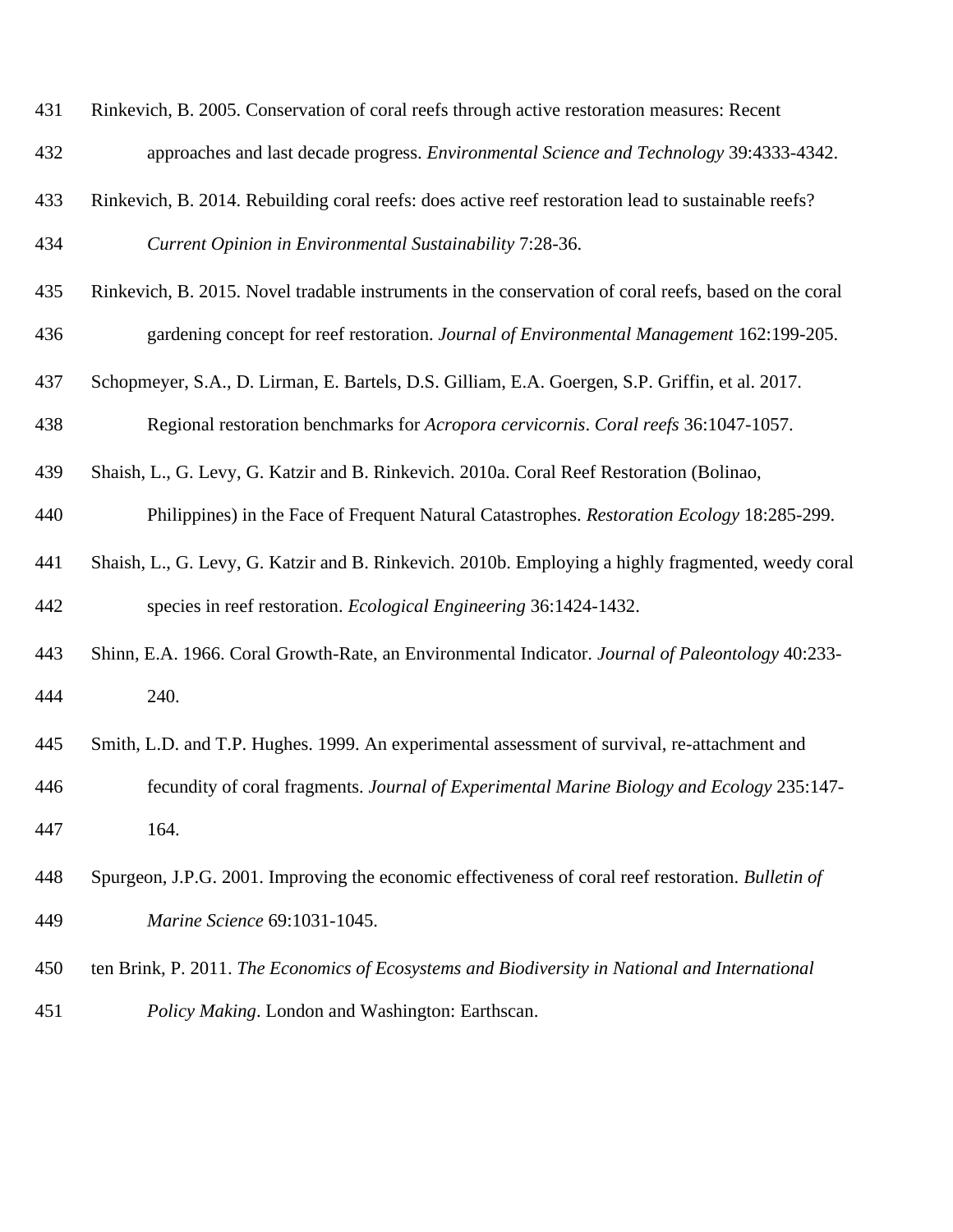Rinkevich, B. 2005. Conservation of coral reefs through active restoration measures: Recent approaches and last decade progress. *Environmental Science and Technology* 39:4333-4342.

Rinkevich, B. 2014. Rebuilding coral reefs: does active reef restoration lead to sustainable reefs? *Current Opinion in Environmental Sustainability* 7:28-36.

Rinkevich, B. 2015. Novel tradable instruments in the conservation of coral reefs, based on the coral gardening concept for reef restoration. *Journal of Environmental Management* 162:199-205.

Schopmeyer, S.A., D. Lirman, E. Bartels, D.S. Gilliam, E.A. Goergen, S.P. Griffin, et al. 2017. Regional restoration benchmarks for *Acropora cervicornis*. *Coral reefs* 36:1047-1057.

Shaish, L., G. Levy, G. Katzir and B. Rinkevich. 2010a. Coral Reef Restoration (Bolinao, Philippines) in the Face of Frequent Natural Catastrophes. *Restoration Ecology* 18:285-299.

Shaish, L., G. Levy, G. Katzir and B. Rinkevich. 2010b. Employing a highly fragmented, weedy coral species in reef restoration. *Ecological Engineering* 36:1424-1432.

Shinn, E.A. 1966. Coral Growth-Rate, an Environmental Indicator. *Journal of Paleontology* 40:233-240.

Smith, L.D. and T.P. Hughes. 1999. An experimental assessment of survival, re-attachment and fecundity of coral fragments. *Journal of Experimental Marine Biology and Ecology* 235:147-164.

Spurgeon, J.P.G. 2001. Improving the economic effectiveness of coral reef restoration. *Bulletin of Marine Science* 69:1031-1045.

ten Brink, P. 2011. *The Economics of Ecosystems and Biodiversity in National and International Policy Making*. London and Washington: Earthscan.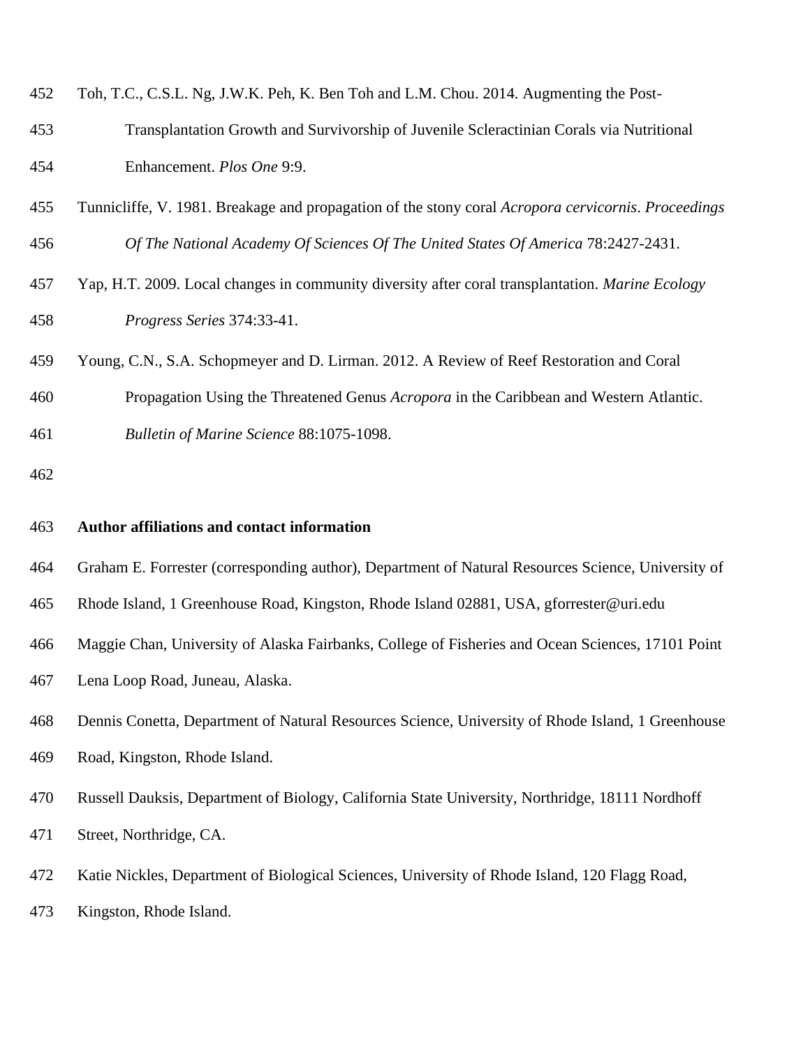Toh, T.C., C.S.L. Ng, J.W.K. Peh, K. Ben Toh and L.M. Chou. 2014. Augmenting the Post-Transplantation Growth and Survivorship of Juvenile Scleractinian Corals via Nutritional Enhancement. *Plos One* 9:9.

Tunnicliffe, V. 1981. Breakage and propagation of the stony coral *Acropora cervicornis*. *Proceedings Of The National Academy Of Sciences Of The United States Of America* 78:2427-2431.

Yap, H.T. 2009. Local changes in community diversity after coral transplantation. *Marine Ecology Progress Series* 374:33-41.

Young, C.N., S.A. Schopmeyer and D. Lirman. 2012. A Review of Reef Restoration and Coral Propagation Using the Threatened Genus *Acropora* in the Caribbean and Western Atlantic. *Bulletin of Marine Science* 88:1075-1098.

**Author affiliations and contact information**

Graham E. Forrester (corresponding author), Department of Natural Resources Science, University of Rhode Island, 1 Greenhouse Road, Kingston, Rhode Island 02881, USA, gforrester@uri.edu

Maggie Chan, University of Alaska Fairbanks, College of Fisheries and Ocean Sciences, 17101 Point Lena Loop Road, Juneau, Alaska.

Dennis Conetta, Department of Natural Resources Science, University of Rhode Island, 1 Greenhouse Road, Kingston, Rhode Island.

Russell Dauksis, Department of Biology, California State University, Northridge, 18111 Nordhoff Street, Northridge, CA.

Katie Nickles, Department of Biological Sciences, University of Rhode Island, 120 Flagg Road, Kingston, Rhode Island.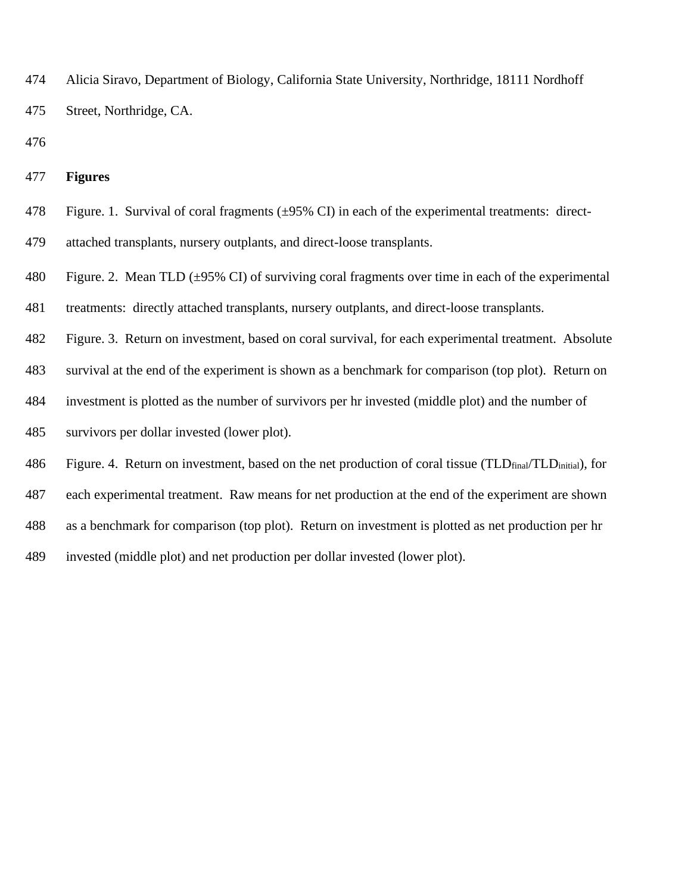Alicia Siravo, Department of Biology, California State University, Northridge, 18111 Nordhoff Street, Northridge, CA.

## Figures

Figure. 1. Survival of coral fragments (±95% CI) in each of the experimental treatments: direct-attached transplants, nursery outplants, and direct-loose transplants.

Figure. 2. Mean TLD (±95% CI) of surviving coral fragments over time in each of the experimental treatments: directly attached transplants, nursery outplants, and direct-loose transplants.

Figure. 3. Return on investment, based on coral survival, for each experimental treatment. Absolute survival at the end of the experiment is shown as a benchmark for comparison (top plot). Return on investment is plotted as the number of survivors per hr invested (middle plot) and the number of survivors per dollar invested (lower plot).

Figure. 4. Return on investment, based on the net production of coral tissue ($TLD_{final}/TLD_{initial}$), for each experimental treatment. Raw means for net production at the end of the experiment are shown as a benchmark for comparison (top plot). Return on investment is plotted as net production per hr invested (middle plot) and net production per dollar invested (lower plot).